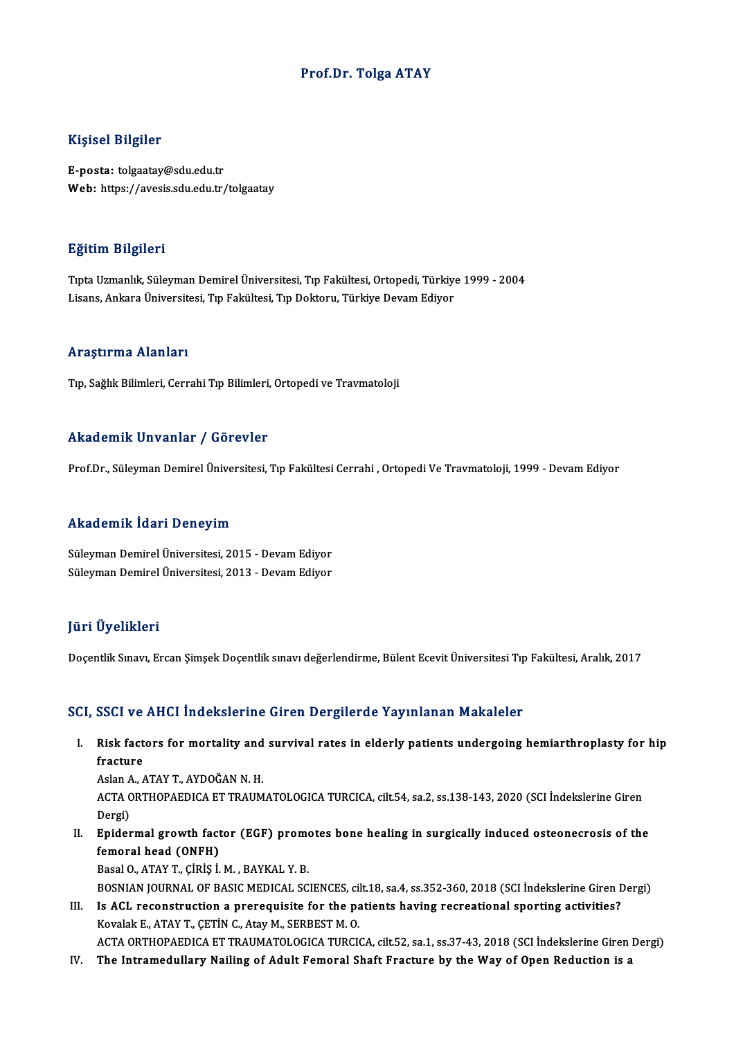# Prof.Dr. Tolga ATAY

## Kişisel Bilgiler

**E-posta:** tolgaatay@sdu.edu.tr
**Web:** https://avesis.sdu.edu.tr/tolgaatay

## Eğitim Bilgileri

Tıpta Uzmanlık, Süleyman Demirel Üniversitesi, Tıp Fakültesi, Ortopedi, Türkiye 1999 - 2004
Lisans, Ankara Üniversitesi, Tıp Fakültesi, Tıp Doktoru, Türkiye Devam Ediyor

## Araştırma Alanları

Tıp, Sağlık Bilimleri, Cerrahi Tıp Bilimleri, Ortopedi ve Travmatoloji

## Akademik Unvanlar / Görevler

Prof.Dr., Süleyman Demirel Üniversitesi, Tıp Fakültesi Cerrahi , Ortopedi Ve Travmatoloji, 1999 - Devam Ediyor

## Akademik İdari Deneyim

Süleyman Demirel Üniversitesi, 2015 - Devam Ediyor
Süleyman Demirel Üniversitesi, 2013 - Devam Ediyor

## Jüri Üyelikleri

Doçentlik Sınavı, Ercan Şimşek Doçentlik sınavı değerlendirme, Bülent Ecevit Üniversitesi Tıp Fakültesi, Aralık, 2017

## SCI, SSCI ve AHCI İndekslerine Giren Dergilerde Yayınlanan Makaleler

I. **Risk factors for mortality and survival rates in elderly patients undergoing hemiarthroplasty for hip fracture**
   Aslan A., ATAY T., AYDOĞAN N. H.
   ACTA ORTHOPAEDICA ET TRAUMATOLOGICA TURCICA, cilt.54, sa.2, ss.138-143, 2020 (SCI İndekslerine Giren Dergi)

II. **Epidermal growth factor (EGF) promotes bone healing in surgically induced osteonecrosis of the femoral head (ONFH)**
   Basal O., ATAY T., ÇİRİŞ İ. M. , BAYKAL Y. B.
   BOSNIAN JOURNAL OF BASIC MEDICAL SCIENCES, cilt.18, sa.4, ss.352-360, 2018 (SCI İndekslerine Giren Dergi)

III. **Is ACL reconstruction a prerequisite for the patients having recreational sporting activities?**
   Kovalak E., ATAY T., ÇETİN C., Atay M., SERBEST M. O.
   ACTA ORTHOPAEDICA ET TRAUMATOLOGICA TURCICA, cilt.52, sa.1, ss.37-43, 2018 (SCI İndekslerine Giren Dergi)

IV. **The Intramedullary Nailing of Adult Femoral Shaft Fracture by the Way of Open Reduction is a**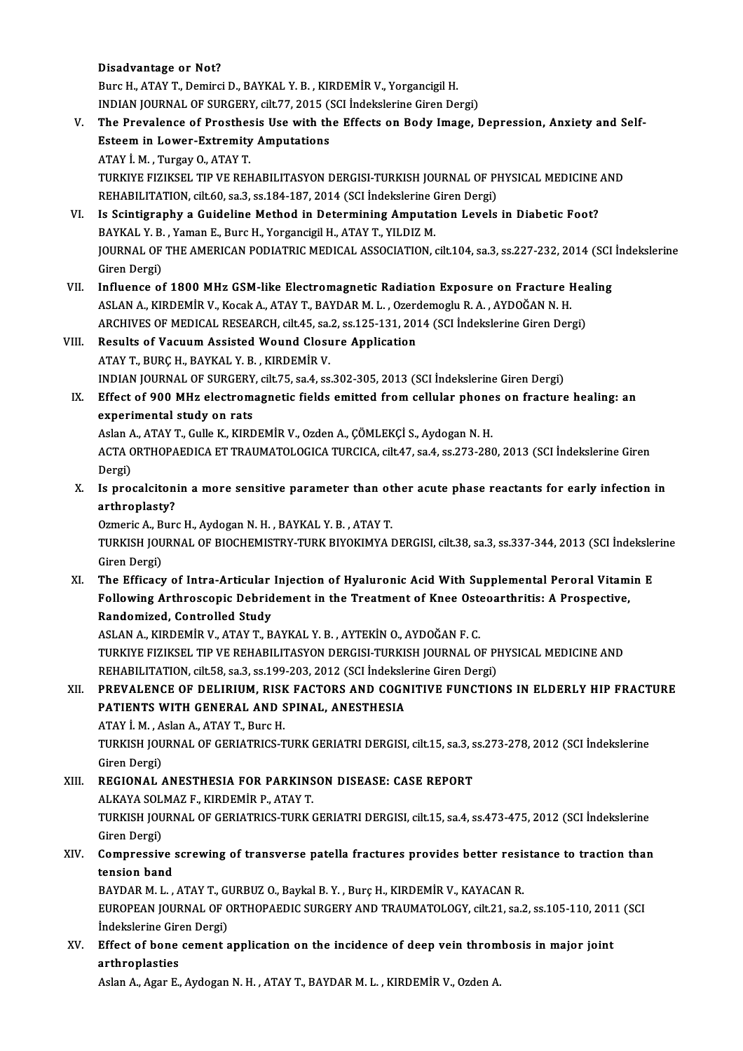Disadvantage or Not?

Burc H., ATAY T., Demirci D., BAYKAL Y. B. , KIRDEMİR V., Yorgancigil H.

INDIAN JOURNAL OF SURGERY, cilt.77, 2015 (SCI İndekslerine Giren Dergi)

V. **The Prevalence of Prosthesis Use with the Effects on Body Image, Depression, Anxiety and Self-Esteem in Lower-Extremity Amputations**

ATAY İ. M. , Turgay O., ATAY T.

TURKIYE FIZIKSEL TIP VE REHABILITASYON DERGISI-TURKISH JOURNAL OF PHYSICAL MEDICINE AND REHABILITATION, cilt.60, sa.3, ss.184-187, 2014 (SCI İndekslerine Giren Dergi)

VI. **Is Scintigraphy a Guideline Method in Determining Amputation Levels in Diabetic Foot?**

BAYKAL Y. B. , Yaman E., Burc H., Yorgancigil H., ATAY T., YILDIZ M.

JOURNAL OF THE AMERICAN PODIATRIC MEDICAL ASSOCIATION, cilt.104, sa.3, ss.227-232, 2014 (SCI İndekslerine Giren Dergi)

VII. **Influence of 1800 MHz GSM-like Electromagnetic Radiation Exposure on Fracture Healing**

ASLAN A., KIRDEMİR V., Kocak A., ATAY T., BAYDAR M. L. , Ozerdemoglu R. A. , AYDOĞAN N. H.

ARCHIVES OF MEDICAL RESEARCH, cilt.45, sa.2, ss.125-131, 2014 (SCI İndekslerine Giren Dergi)

VIII. **Results of Vacuum Assisted Wound Closure Application**

ATAY T., BURÇ H., BAYKAL Y. B. , KIRDEMİR V.

INDIAN JOURNAL OF SURGERY, cilt.75, sa.4, ss.302-305, 2013 (SCI İndekslerine Giren Dergi)

IX. **Effect of 900 MHz electromagnetic fields emitted from cellular phones on fracture healing: an experimental study on rats**

Aslan A., ATAY T., Gulle K., KIRDEMİR V., Ozden A., ÇÖMLEKÇİ S., Aydogan N. H.

ACTA ORTHOPAEDICA ET TRAUMATOLOGICA TURCICA, cilt.47, sa.4, ss.273-280, 2013 (SCI İndekslerine Giren Dergi)

X. **Is procalcitonin a more sensitive parameter than other acute phase reactants for early infection in arthroplasty?**

Ozmeric A., Burc H., Aydogan N. H. , BAYKAL Y. B. , ATAY T.

TURKISH JOURNAL OF BIOCHEMISTRY-TURK BIYOKIMYA DERGISI, cilt.38, sa.3, ss.337-344, 2013 (SCI İndekslerine Giren Dergi)

XI. **The Efficacy of Intra-Articular Injection of Hyaluronic Acid With Supplemental Peroral Vitamin E Following Arthroscopic Debridement in the Treatment of Knee Osteoarthritis: A Prospective, Randomized, Controlled Study**

ASLAN A., KIRDEMİR V., ATAY T., BAYKAL Y. B. , AYTEKİN O., AYDOĞAN F. C.

TURKIYE FIZIKSEL TIP VE REHABILITASYON DERGISI-TURKISH JOURNAL OF PHYSICAL MEDICINE AND REHABILITATION, cilt.58, sa.3, ss.199-203, 2012 (SCI İndekslerine Giren Dergi)

XII. **PREVALENCE OF DELIRIUM, RISK FACTORS AND COGNITIVE FUNCTIONS IN ELDERLY HIP FRACTURE PATIENTS WITH GENERAL AND SPINAL, ANESTHESIA**

ATAY İ. M. , Aslan A., ATAY T., Burc H.

TURKISH JOURNAL OF GERIATRICS-TURK GERIATRI DERGISI, cilt.15, sa.3, ss.273-278, 2012 (SCI İndekslerine Giren Dergi)

XIII. **REGIONAL ANESTHESIA FOR PARKINSON DISEASE: CASE REPORT**

ALKAYA SOLMAZ F., KIRDEMİR P., ATAY T.

TURKISH JOURNAL OF GERIATRICS-TURK GERIATRI DERGISI, cilt.15, sa.4, ss.473-475, 2012 (SCI İndekslerine Giren Dergi)

XIV. **Compressive screwing of transverse patella fractures provides better resistance to traction than tension band**

BAYDAR M. L. , ATAY T., GURBUZ O., Baykal B. Y. , Burç H., KIRDEMİR V., KAYACAN R.

EUROPEAN JOURNAL OF ORTHOPAEDIC SURGERY AND TRAUMATOLOGY, cilt.21, sa.2, ss.105-110, 2011 (SCI İndekslerine Giren Dergi)

XV. **Effect of bone cement application on the incidence of deep vein thrombosis in major joint arthroplasties**

Aslan A., Agar E., Aydogan N. H. , ATAY T., BAYDAR M. L. , KIRDEMİR V., Ozden A.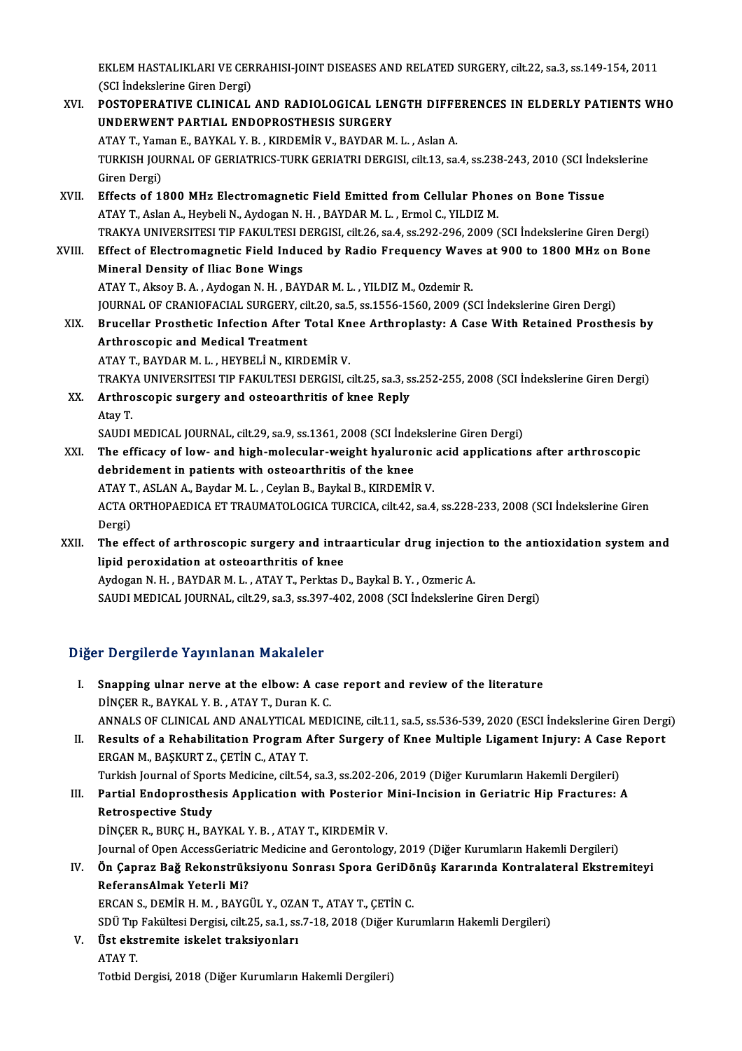EKLEM HASTALIKLARI VE CERRAHISI-JOINT DISEASES AND RELATED SURGERY, cilt.22, sa.3, ss.149-154, 2011 (SCI İndekslerine Giren Dergi)

XVI. **POSTOPERATIVE CLINICAL AND RADIOLOGICAL LENGTH DIFFERENCES IN ELDERLY PATIENTS WHO UNDERWENT PARTIAL ENDOPROSTHESIS SURGERY**
ATAY T., Yaman E., BAYKAL Y. B. , KIRDEMİR V., BAYDAR M. L. , Aslan A.
TURKISH JOURNAL OF GERIATRICS-TURK GERIATRI DERGISI, cilt.13, sa.4, ss.238-243, 2010 (SCI İndekslerine Giren Dergi)

XVII. **Effects of 1800 MHz Electromagnetic Field Emitted from Cellular Phones on Bone Tissue**
ATAY T., Aslan A., Heybeli N., Aydogan N. H. , BAYDAR M. L. , Ermol C., YILDIZ M.
TRAKYA UNIVERSITESI TIP FAKULTESI DERGISI, cilt.26, sa.4, ss.292-296, 2009 (SCI İndekslerine Giren Dergi)

XVIII. **Effect of Electromagnetic Field Induced by Radio Frequency Waves at 900 to 1800 MHz on Bone Mineral Density of Iliac Bone Wings**
ATAY T., Aksoy B. A. , Aydogan N. H. , BAYDAR M. L. , YILDIZ M., Ozdemir R.
JOURNAL OF CRANIOFACIAL SURGERY, cilt.20, sa.5, ss.1556-1560, 2009 (SCI İndekslerine Giren Dergi)

XIX. **Brucellar Prosthetic Infection After Total Knee Arthroplasty: A Case With Retained Prosthesis by Arthroscopic and Medical Treatment**
ATAY T., BAYDAR M. L. , HEYBELİ N., KIRDEMİR V.
TRAKYA UNIVERSITESI TIP FAKULTESI DERGISI, cilt.25, sa.3, ss.252-255, 2008 (SCI İndekslerine Giren Dergi)

XX. **Arthroscopic surgery and osteoarthritis of knee Reply**
Atay T.
SAUDI MEDICAL JOURNAL, cilt.29, sa.9, ss.1361, 2008 (SCI İndekslerine Giren Dergi)

XXI. **The efficacy of low- and high-molecular-weight hyaluronic acid applications after arthroscopic debridement in patients with osteoarthritis of the knee**
ATAY T., ASLAN A., Baydar M. L. , Ceylan B., Baykal B., KIRDEMİR V.
ACTA ORTHOPAEDICA ET TRAUMATOLOGICA TURCICA, cilt.42, sa.4, ss.228-233, 2008 (SCI İndekslerine Giren Dergi)

XXII. **The effect of arthroscopic surgery and intraarticular drug injection to the antioxidation system and lipid peroxidation at osteoarthritis of knee**
Aydogan N. H. , BAYDAR M. L. , ATAY T., Perktas D., Baykal B. Y. , Ozmeric A.
SAUDI MEDICAL JOURNAL, cilt.29, sa.3, ss.397-402, 2008 (SCI İndekslerine Giren Dergi)

## Diğer Dergilerde Yayınlanan Makaleler

I. **Snapping ulnar nerve at the elbow: A case report and review of the literature**
DİNÇER R., BAYKAL Y. B. , ATAY T., Duran K. C.
ANNALS OF CLINICAL AND ANALYTICAL MEDICINE, cilt.11, sa.5, ss.536-539, 2020 (ESCI İndekslerine Giren Dergi)

II. **Results of a Rehabilitation Program After Surgery of Knee Multiple Ligament Injury: A Case Report**
ERGAN M., BAŞKURT Z., ÇETİN C., ATAY T.
Turkish Journal of Sports Medicine, cilt.54, sa.3, ss.202-206, 2019 (Diğer Kurumların Hakemli Dergileri)

III. **Partial Endoprosthesis Application with Posterior Mini-Incision in Geriatric Hip Fractures: A Retrospective Study**
DİNÇER R., BURÇ H., BAYKAL Y. B. , ATAY T., KIRDEMİR V.
Journal of Open AccessGeriatric Medicine and Gerontology, 2019 (Diğer Kurumların Hakemli Dergileri)

IV. **Ön Çapraz Bağ Rekonstrüksiyonu Sonrası Spora GeriDönüş Kararında Kontralateral Ekstremiteyi ReferansAlmak Yeterli Mi?**
ERCAN S., DEMİR H. M. , BAYGÜL Y., OZAN T., ATAY T., ÇETİN C.
SDÜ Tıp Fakültesi Dergisi, cilt.25, sa.1, ss.7-18, 2018 (Diğer Kurumların Hakemli Dergileri)

V. **Üst ekstremite iskelet traksiyonları**
ATAY T.
Totbid Dergisi, 2018 (Diğer Kurumların Hakemli Dergileri)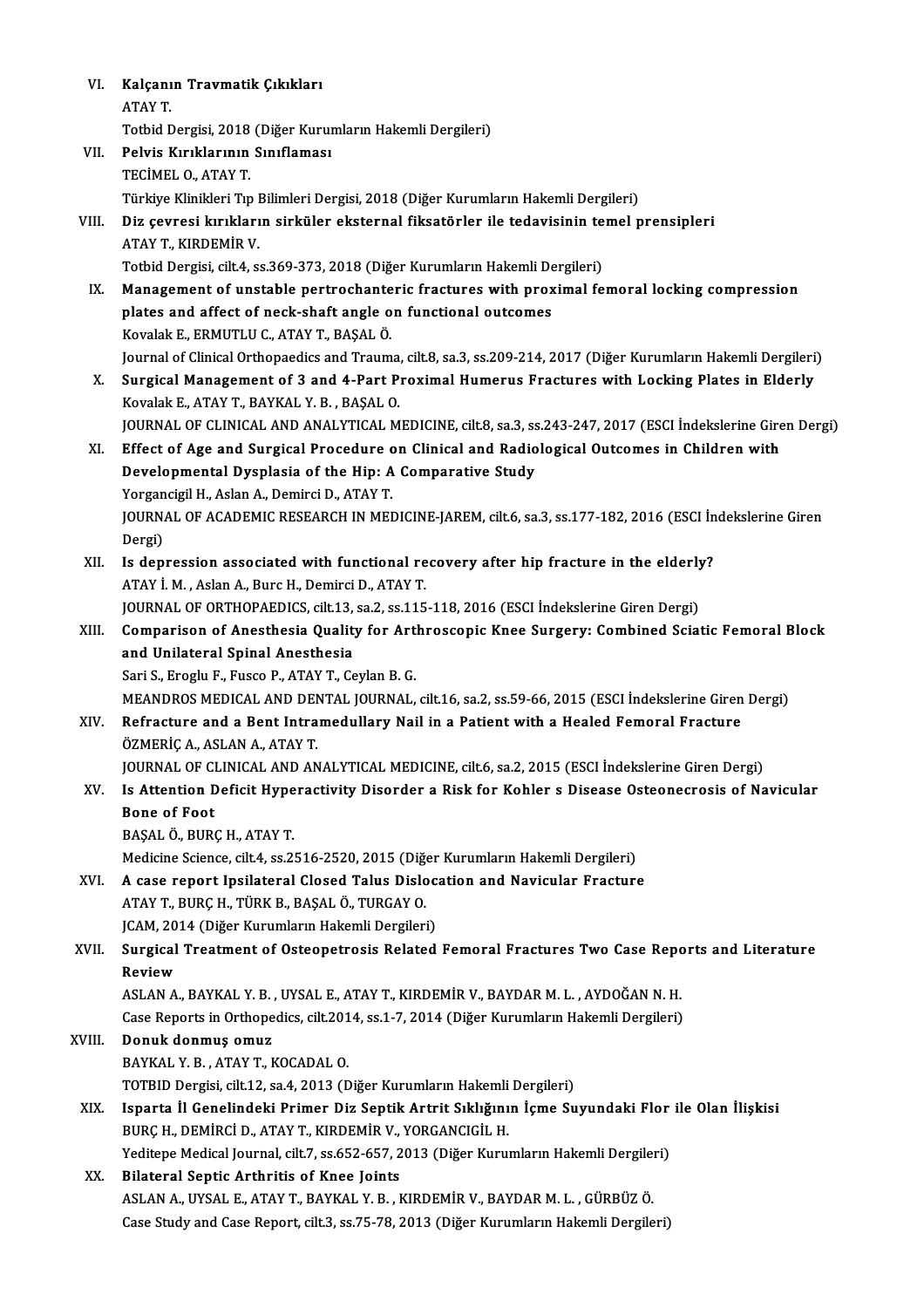VI. **Kalçanın Travmatik Çıkıkları**
ATAY T.
Totbid Dergisi, 2018 (Diğer Kurumların Hakemli Dergileri)

VII. **Pelvis Kırıklarının Sınıflaması**
TECİMEL O., ATAY T.
Türkiye Klinikleri Tıp Bilimleri Dergisi, 2018 (Diğer Kurumların Hakemli Dergileri)

VIII. **Diz çevresi kırıkların sirküler eksternal fiksatörler ile tedavisinin temel prensipleri**
ATAY T., KIRDEMİR V.
Totbid Dergisi, cilt.4, ss.369-373, 2018 (Diğer Kurumların Hakemli Dergileri)

IX. **Management of unstable pertrochanteric fractures with proximal femoral locking compression plates and affect of neck-shaft angle on functional outcomes**
Kovalak E., ERMUTLU C., ATAY T., BAŞAL Ö.
Journal of Clinical Orthopaedics and Trauma, cilt.8, sa.3, ss.209-214, 2017 (Diğer Kurumların Hakemli Dergileri)

X. **Surgical Management of 3 and 4-Part Proximal Humerus Fractures with Locking Plates in Elderly**
Kovalak E., ATAY T., BAYKAL Y. B. , BAŞAL O.
JOURNAL OF CLINICAL AND ANALYTICAL MEDICINE, cilt.8, sa.3, ss.243-247, 2017 (ESCI İndekslerine Giren Dergi)

XI. **Effect of Age and Surgical Procedure on Clinical and Radiological Outcomes in Children with Developmental Dysplasia of the Hip: A Comparative Study**
Yorgancigil H., Aslan A., Demirci D., ATAY T.
JOURNAL OF ACADEMIC RESEARCH IN MEDICINE-JAREM, cilt.6, sa.3, ss.177-182, 2016 (ESCI İndekslerine Giren Dergi)

XII. **Is depression associated with functional recovery after hip fracture in the elderly?**
ATAY İ. M. , Aslan A., Burc H., Demirci D., ATAY T.
JOURNAL OF ORTHOPAEDICS, cilt.13, sa.2, ss.115-118, 2016 (ESCI İndekslerine Giren Dergi)

XIII. **Comparison of Anesthesia Quality for Arthroscopic Knee Surgery: Combined Sciatic Femoral Block and Unilateral Spinal Anesthesia**
Sari S., Eroglu F., Fusco P., ATAY T., Ceylan B. G.
MEANDROS MEDICAL AND DENTAL JOURNAL, cilt.16, sa.2, ss.59-66, 2015 (ESCI İndekslerine Giren Dergi)

XIV. **Refracture and a Bent Intramedullary Nail in a Patient with a Healed Femoral Fracture**
ÖZMERİÇ A., ASLAN A., ATAY T.
JOURNAL OF CLINICAL AND ANALYTICAL MEDICINE, cilt.6, sa.2, 2015 (ESCI İndekslerine Giren Dergi)

XV. **Is Attention Deficit Hyperactivity Disorder a Risk for Kohler s Disease Osteonecrosis of Navicular Bone of Foot**
BAŞAL Ö., BURÇ H., ATAY T.
Medicine Science, cilt.4, ss.2516-2520, 2015 (Diğer Kurumların Hakemli Dergileri)

XVI. **A case report Ipsilateral Closed Talus Dislocation and Navicular Fracture**
ATAY T., BURÇ H., TÜRK B., BAŞAL Ö., TURGAY O.
JCAM, 2014 (Diğer Kurumların Hakemli Dergileri)

XVII. **Surgical Treatment of Osteopetrosis Related Femoral Fractures Two Case Reports and Literature Review**
ASLAN A., BAYKAL Y. B. , UYSAL E., ATAY T., KIRDEMİR V., BAYDAR M. L. , AYDOĞAN N. H.
Case Reports in Orthopedics, cilt.2014, ss.1-7, 2014 (Diğer Kurumların Hakemli Dergileri)

XVIII. **Donuk donmuş omuz**
BAYKAL Y. B. , ATAY T., KOCADAL O.
TOTBID Dergisi, cilt.12, sa.4, 2013 (Diğer Kurumların Hakemli Dergileri)

XIX. **Isparta İl Genelindeki Primer Diz Septik Artrit Sıklığının İçme Suyundaki Flor ile Olan İlişkisi**
BURÇ H., DEMİRCİ D., ATAY T., KIRDEMİR V., YORGANCIGİL H.
Yeditepe Medical Journal, cilt.7, ss.652-657, 2013 (Diğer Kurumların Hakemli Dergileri)

XX. **Bilateral Septic Arthritis of Knee Joints**
ASLAN A., UYSAL E., ATAY T., BAYKAL Y. B. , KIRDEMİR V., BAYDAR M. L. , GÜRBÜZ Ö.
Case Study and Case Report, cilt.3, ss.75-78, 2013 (Diğer Kurumların Hakemli Dergileri)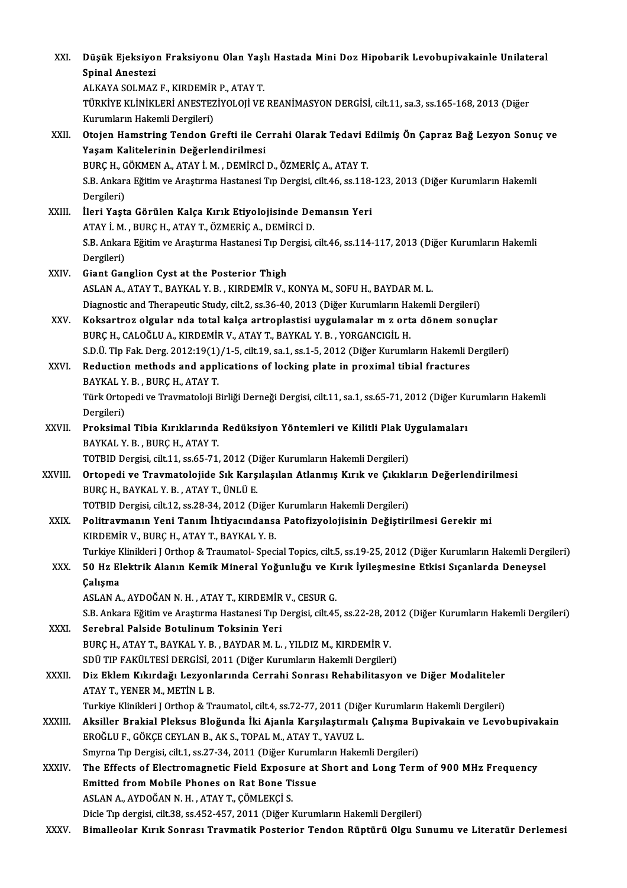XXI. **Düşük Ejeksiyon Fraksiyonu Olan Yaşlı Hastada Mini Doz Hipobarik Levobupivakainle Unilateral Spinal Anestezi**
ALKAYA SOLMAZ F., KIRDEMİR P., ATAY T.
TÜRKİYE KLİNİKLERİ ANESTEZİYOLOJİ VE REANİMASYON DERGİSİ, cilt.11, sa.3, ss.165-168, 2013 (Diğer Kurumların Hakemli Dergileri)

XXII. **Otojen Hamstring Tendon Grefti ile Cerrahi Olarak Tedavi Edilmiş Ön Çapraz Bağ Lezyon Sonuç ve Yaşam Kalitelerinin Değerlendirilmesi**
BURÇ H., GÖKMEN A., ATAY İ. M. , DEMİRCİ D., ÖZMERİÇ A., ATAY T.
S.B. Ankara Eğitim ve Araştırma Hastanesi Tıp Dergisi, cilt.46, ss.118-123, 2013 (Diğer Kurumların Hakemli Dergileri)

XXIII. **İleri Yaşta Görülen Kalça Kırık Etiyolojisinde Demansın Yeri**
ATAY İ. M. , BURÇ H., ATAY T., ÖZMERİÇ A., DEMİRCİ D.
S.B. Ankara Eğitim ve Araştırma Hastanesi Tıp Dergisi, cilt.46, ss.114-117, 2013 (Diğer Kurumların Hakemli Dergileri)

XXIV. **Giant Ganglion Cyst at the Posterior Thigh**
ASLAN A., ATAY T., BAYKAL Y. B. , KIRDEMİR V., KONYA M., SOFU H., BAYDAR M. L.
Diagnostic and Therapeutic Study, cilt.2, ss.36-40, 2013 (Diğer Kurumların Hakemli Dergileri)

XXV. **Koksartroz olgular nda total kalça artroplastisi uygulamalar m z orta dönem sonuçlar**
BURÇ H., CALOĞLU A., KIRDEMİR V., ATAY T., BAYKAL Y. B. , YORGANCIGİL H.
S.D.Ü. TIp Fak. Derg. 2012:19(1)/1-5, cilt.19, sa.1, ss.1-5, 2012 (Diğer Kurumların Hakemli Dergileri)

XXVI. **Reduction methods and applications of locking plate in proximal tibial fractures**
BAYKAL Y. B. , BURÇ H., ATAY T.
Türk Ortopedi ve Travmatoloji Birliği Derneği Dergisi, cilt.11, sa.1, ss.65-71, 2012 (Diğer Kurumların Hakemli Dergileri)

XXVII. **Proksimal Tibia Kırıklarında Redüksiyon Yöntemleri ve Kilitli Plak Uygulamaları**
BAYKAL Y. B. , BURÇ H., ATAY T.
TOTBID Dergisi, cilt.11, ss.65-71, 2012 (Diğer Kurumların Hakemli Dergileri)

XXVIII. **Ortopedi ve Travmatolojide Sık Karşılaşılan Atlanmış Kırık ve Çıkıkların Değerlendirilmesi**
BURÇ H., BAYKAL Y. B. , ATAY T., ÜNLÜ E.
TOTBID Dergisi, cilt.12, ss.28-34, 2012 (Diğer Kurumların Hakemli Dergileri)

XXIX. **Politravmanın Yeni Tanım İhtiyacındansa Patofizyolojisinin Değiştirilmesi Gerekir mi**
KIRDEMİR V., BURÇ H., ATAY T., BAYKAL Y. B.
Turkiye Klinikleri J Orthop & Traumatol- Special Topics, cilt.5, ss.19-25, 2012 (Diğer Kurumların Hakemli Dergileri)

XXX. **50 Hz Elektrik Alanın Kemik Mineral Yoğunluğu ve Kırık İyileşmesine Etkisi Sıçanlarda Deneysel Çalışma**
ASLAN A., AYDOĞAN N. H. , ATAY T., KIRDEMİR V., CESUR G.
S.B. Ankara Eğitim ve Araştırma Hastanesi Tıp Dergisi, cilt.45, ss.22-28, 2012 (Diğer Kurumların Hakemli Dergileri)

XXXI. **Serebral Palside Botulinum Toksinin Yeri**
BURÇ H., ATAY T., BAYKAL Y. B. , BAYDAR M. L. , YILDIZ M., KIRDEMİR V.
SDÜ TIP FAKÜLTESİ DERGİSİ, 2011 (Diğer Kurumların Hakemli Dergileri)

XXXII. **Diz Eklem Kıkırdağı Lezyonlarında Cerrahi Sonrası Rehabilitasyon ve Diğer Modaliteler**
ATAY T., YENER M., METİN L B.
Turkiye Klinikleri J Orthop & Traumatol, cilt.4, ss.72-77, 2011 (Diğer Kurumların Hakemli Dergileri)

XXXIII. **Aksiller Brakial Pleksus Bloğunda İki Ajanla Karşılaştırmalı Çalışma Bupivakain ve Levobupivakain**
EROĞLU F., GÖKÇE CEYLAN B., AK S., TOPAL M., ATAY T., YAVUZ L.
Smyrna Tıp Dergisi, cilt.1, ss.27-34, 2011 (Diğer Kurumların Hakemli Dergileri)

XXXIV. **The Effects of Electromagnetic Field Exposure at Short and Long Term of 900 MHz Frequency Emitted from Mobile Phones on Rat Bone Tissue**
ASLAN A., AYDOĞAN N. H. , ATAY T., ÇÖMLEKÇİ S.
Dicle Tıp dergisi, cilt.38, ss.452-457, 2011 (Diğer Kurumların Hakemli Dergileri)

XXXV. **Bimalleolar Kırık Sonrası Travmatik Posterior Tendon Rüptürü Olgu Sunumu ve Literatür Derlemesi**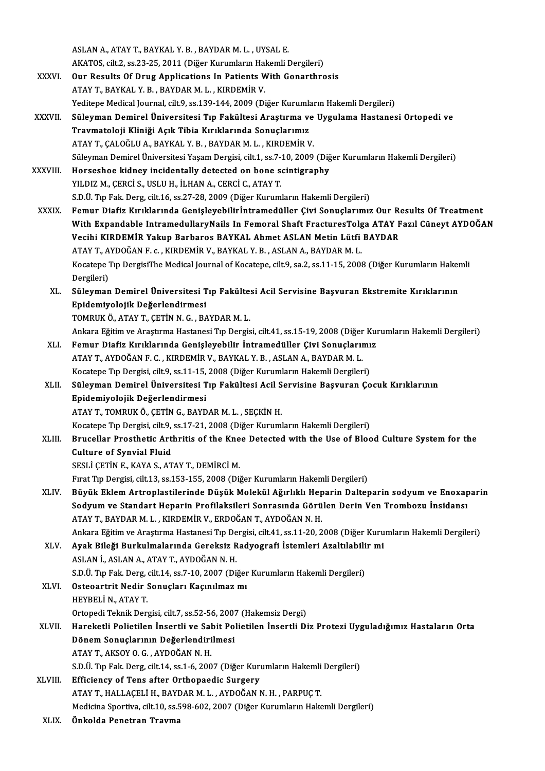ASLAN A., ATAY T., BAYKAL Y. B. , BAYDAR M. L. , UYSAL E.
AKATOS, cilt.2, ss.23-25, 2011 (Diğer Kurumların Hakemli Dergileri)

XXXVI. **Our Results Of Drug Applications In Patients With Gonarthrosis**
ATAY T., BAYKAL Y. B. , BAYDAR M. L. , KIRDEMİR V.
Yeditepe Medical Journal, cilt.9, ss.139-144, 2009 (Diğer Kurumların Hakemli Dergileri)

XXXVII. **Süleyman Demirel Üniversitesi Tıp Fakültesi Araştırma ve Uygulama Hastanesi Ortopedi ve Travmatoloji Kliniği Açık Tibia Kırıklarında Sonuçlarımız**
ATAY T., ÇALOĞLU A., BAYKAL Y. B. , BAYDAR M. L. , KIRDEMİR V.
Süleyman Demirel Üniversitesi Yaşam Dergisi, cilt.1, ss.7-10, 2009 (Diğer Kurumların Hakemli Dergileri)

XXXVIII. **Horseshoe kidney incidentally detected on bone scintigraphy**
YILDIZ M., ÇERCİ S., USLU H., İLHAN A., CERCİ C., ATAY T.
S.D.Ü. Tıp Fak. Derg, cilt.16, ss.27-28, 2009 (Diğer Kurumların Hakemli Dergileri)

XXXIX. **Femur Diafiz Kırıklarında GenişleyebilirİntramedüIler Çivi Sonuçlarımız Our Results Of Treatment With Expandable IntramedullaryNails In Femoral Shaft FracturesTolga ATAY Fazıl Cüneyt AYDOĞAN Vecihi KIRDEMİR Yakup Barbaros BAYKAL Ahmet ASLAN Metin Lütfi BAYDAR**
ATAY T., AYDOĞAN F. c. , KIRDEMİR V., BAYKAL Y. B. , ASLAN A., BAYDAR M. L.
Kocatepe Tıp DergisiThe Medical Journal of Kocatepe, cilt.9, sa.2, ss.11-15, 2008 (Diğer Kurumların Hakemli Dergileri)

XL. **Süleyman Demirel Üniversitesi Tıp Fakültesi Acil Servisine Başvuran Ekstremite Kırıklarının Epidemiyolojik Değerlendirmesi**
TOMRUK Ö., ATAY T., ÇETİN N. G. , BAYDAR M. L.
Ankara Eğitim ve Araştırma Hastanesi Tıp Dergisi, cilt.41, ss.15-19, 2008 (Diğer Kurumların Hakemli Dergileri)

XLI. **Femur Diafiz Kırıklarında Genişleyebilir İntramedüller Çivi Sonuçlarımız**
ATAY T., AYDOĞAN F. C. , KIRDEMİR V., BAYKAL Y. B. , ASLAN A., BAYDAR M. L.
Kocatepe Tıp Dergisi, cilt.9, ss.11-15, 2008 (Diğer Kurumların Hakemli Dergileri)

XLII. **Süleyman Demirel Üniversitesi Tıp Fakültesi Acil Servisine Başvuran Çocuk Kırıklarının Epidemiyolojik Değerlendirmesi**
ATAY T., TOMRUK Ö., ÇETİN G., BAYDAR M. L. , SEÇKİN H.
Kocatepe Tıp Dergisi, cilt.9, ss.17-21, 2008 (Diğer Kurumların Hakemli Dergileri)

XLIII. **Brucellar Prosthetic Arthritis of the Knee Detected with the Use of Blood Culture System for the Culture of Synvial Fluid**
SESLİ ÇETİN E., KAYA S., ATAY T., DEMİRCİ M.
Fırat Tıp Dergisi, cilt.13, ss.153-155, 2008 (Diğer Kurumların Hakemli Dergileri)

XLIV. **Büyük Eklem Artroplastilerinde Düşük Molekül Ağırlıklı Heparin Dalteparin sodyum ve Enoxaparin Sodyum ve Standart Heparin Profilaksileri Sonrasında Görülen Derin Ven Trombozu İnsidansı**
ATAY T., BAYDAR M. L. , KIRDEMİR V., ERDOĞAN T., AYDOĞAN N. H.
Ankara Eğitim ve Araştırma Hastanesi Tıp Dergisi, cilt.41, ss.11-20, 2008 (Diğer Kurumların Hakemli Dergileri)

XLV. **Ayak Bileği Burkulmalarında Gereksiz Radyografi İstemleri Azaltılabilir mi**
ASLAN İ., ASLAN A., ATAY T., AYDOĞAN N. H.
S.D.Ü. Tıp Fak. Derg, cilt.14, ss.7-10, 2007 (Diğer Kurumların Hakemli Dergileri)

XLVI. **Osteoartrit Nedir Sonuçları Kaçınılmaz mı**
HEYBELİ N., ATAY T.
Ortopedi Teknik Dergisi, cilt.7, ss.52-56, 2007 (Hakemsiz Dergi)

XLVII. **Hareketli Polietilen İnsertli ve Sabit Polietilen İnsertli Diz Protezi Uyguladığımız Hastaların Orta Dönem Sonuçlarının Değerlendirilmesi**
ATAY T., AKSOY O. G. , AYDOĞAN N. H.
S.D.Ü. Tıp Fak. Derg, cilt.14, ss.1-6, 2007 (Diğer Kurumların Hakemli Dergileri)

XLVIII. **Efficiency of Tens after Orthopaedic Surgery**
ATAY T., HALLAÇELİ H., BAYDAR M. L. , AYDOĞAN N. H. , PARPUÇ T.
Medicina Sportiva, cilt.10, ss.598-602, 2007 (Diğer Kurumların Hakemli Dergileri)

XLIX. **Önkolda Penetran Travma**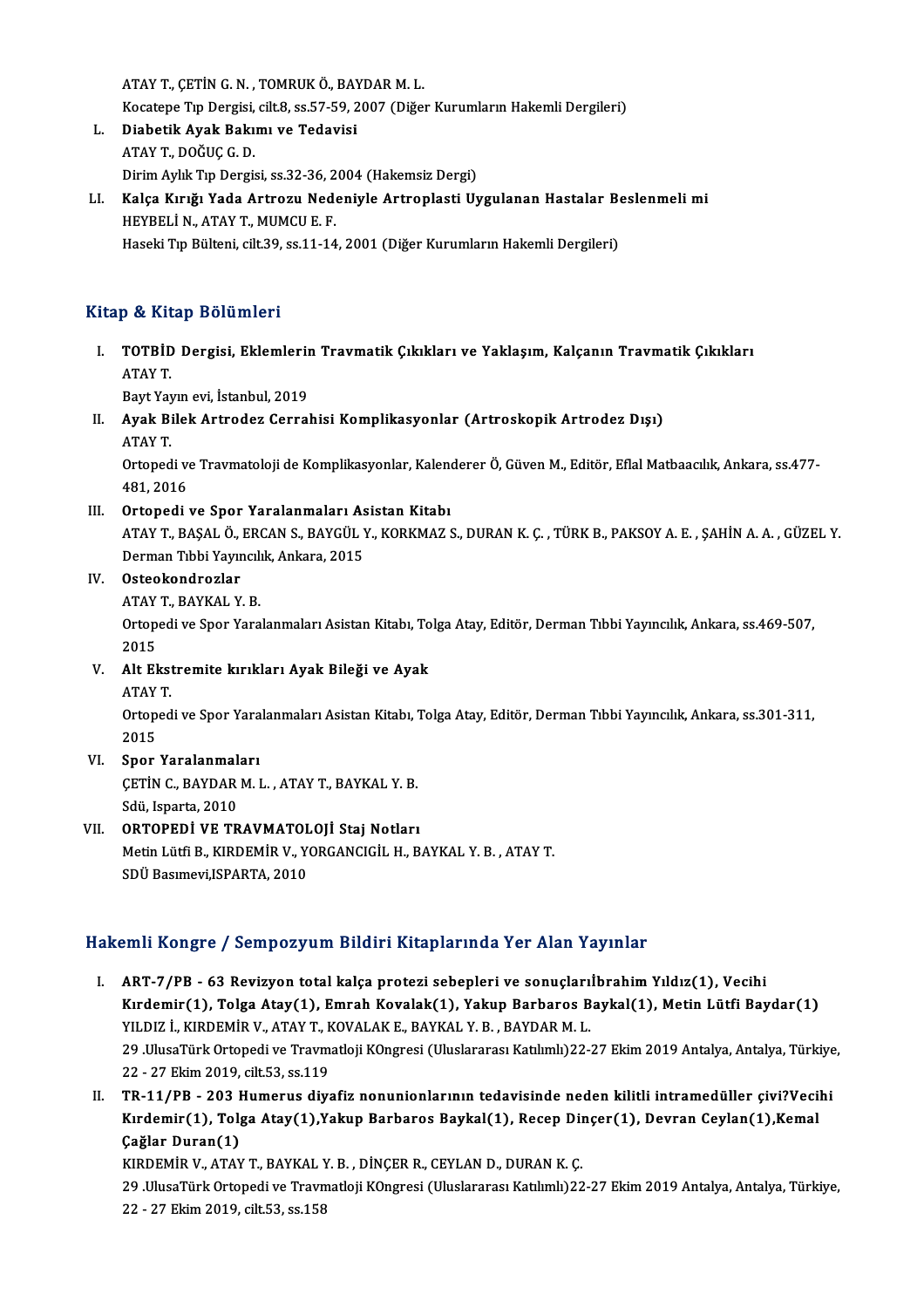ATAY T., ÇETİN G. N. , TOMRUK Ö., BAYDAR M. L.
Kocatepe Tıp Dergisi, cilt.8, ss.57-59, 2007 (Diğer Kurumların Hakemli Dergileri)

L. **Diabetik Ayak Bakımı ve Tedavisi**
ATAY T., DOĞUÇ G. D.
Dirim Aylık Tıp Dergisi, ss.32-36, 2004 (Hakemsiz Dergi)

LI. **Kalça Kırığı Yada Artrozu Nedeniyle Artroplasti Uygulanan Hastalar Beslenmeli mi**
HEYBELİ N., ATAY T., MUMCU E. F.
Haseki Tıp Bülteni, cilt.39, ss.11-14, 2001 (Diğer Kurumların Hakemli Dergileri)

## Kitap & Kitap Bölümleri

I. **TOTBİD Dergisi, Eklemlerin Travmatik Çıkıkları ve Yaklaşım, Kalçanın Travmatik Çıkıkları**
ATAY T.
Bayt Yayın evi, İstanbul, 2019

II. **Ayak Bilek Artrodez Cerrahisi Komplikasyonlar (Artroskopik Artrodez Dışı)**
ATAY T.
Ortopedi ve Travmatoloji de Komplikasyonlar, Kalenderer Ö, Güven M., Editör, Eflal Matbaacılık, Ankara, ss.477-481, 2016

III. **Ortopedi ve Spor Yaralanmaları Asistan Kitabı**
ATAY T., BAŞAL Ö., ERCAN S., BAYGÜL Y., KORKMAZ S., DURAN K. Ç. , TÜRK B., PAKSOY A. E. , ŞAHİN A. A. , GÜZEL Y.
Derman Tıbbi Yayıncılık, Ankara, 2015

IV. **Osteokondrozlar**
ATAY T., BAYKAL Y. B.
Ortopedi ve Spor Yaralanmaları Asistan Kitabı, Tolga Atay, Editör, Derman Tıbbi Yayıncılık, Ankara, ss.469-507, 2015

V. **Alt Ekstremite kırıkları Ayak Bileği ve Ayak**
ATAY T.
Ortopedi ve Spor Yaralanmaları Asistan Kitabı, Tolga Atay, Editör, Derman Tıbbi Yayıncılık, Ankara, ss.301-311, 2015

VI. **Spor Yaralanmaları**
ÇETİN C., BAYDAR M. L. , ATAY T., BAYKAL Y. B.
Sdü, Isparta, 2010

VII. **ORTOPEDİ VE TRAVMATOLOJİ Staj Notları**
Metin Lütfi B., KIRDEMİR V., YORGANCIGİL H., BAYKAL Y. B. , ATAY T.
SDÜ Basımevi,ISPARTA, 2010

## Hakemli Kongre / Sempozyum Bildiri Kitaplarında Yer Alan Yayınlar

I. **ART-7/PB - 63 Revizyon total kalça protezi sebepleri ve sonuçlarıİbrahim Yıldız(1), Vecihi Kırdemir(1), Tolga Atay(1), Emrah Kovalak(1), Yakup Barbaros Baykal(1), Metin Lütfi Baydar(1)**
YILDIZ İ., KIRDEMİR V., ATAY T., KOVALAK E., BAYKAL Y. B. , BAYDAR M. L.
29 .UlusaTürk Ortopedi ve Travmatloji KOngresi (Uluslararası Katılımlı)22-27 Ekim 2019 Antalya, Antalya, Türkiye, 22 - 27 Ekim 2019, cilt.53, ss.119

II. **TR-11/PB - 203 Humerus diyafiz nonunionlarının tedavisinde neden kilitli intramedüller çivi?Vecihi Kırdemir(1), Tolga Atay(1),Yakup Barbaros Baykal(1), Recep Dinçer(1), Devran Ceylan(1),Kemal Çağlar Duran(1)**
KIRDEMİR V., ATAY T., BAYKAL Y. B. , DİNÇER R., CEYLAN D., DURAN K. Ç.
29 .UlusaTürk Ortopedi ve Travmatloji KOngresi (Uluslararası Katılımlı)22-27 Ekim 2019 Antalya, Antalya, Türkiye, 22 - 27 Ekim 2019, cilt.53, ss.158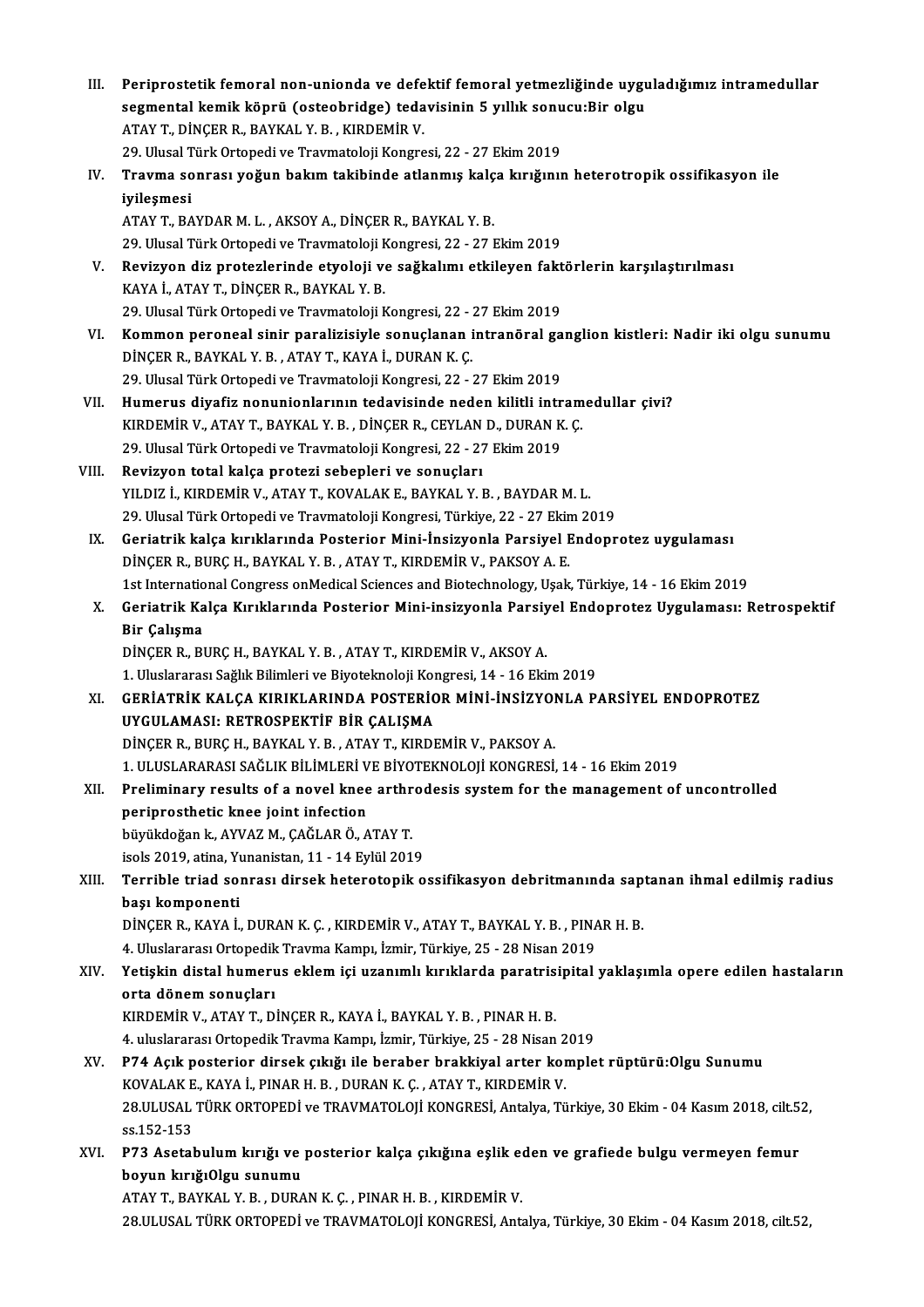III. **Periprostetik femoral non-unionda ve defektif femoral yetmezliğinde uyguladığımız intramedullar segmental kemik köprü (osteobridge) tedavisinin 5 yıllık sonucu:Bir olgu**
ATAY T., DİNÇER R., BAYKAL Y. B. , KIRDEMİR V.
29. Ulusal Türk Ortopedi ve Travmatoloji Kongresi, 22 - 27 Ekim 2019

IV. **Travma sonrası yoğun bakım takibinde atlanmış kalça kırığının heterotropik ossifikasyon ile iyileşmesi**
ATAY T., BAYDAR M. L. , AKSOY A., DİNÇER R., BAYKAL Y. B.
29. Ulusal Türk Ortopedi ve Travmatoloji Kongresi, 22 - 27 Ekim 2019

V. **Revizyon diz protezlerinde etyoloji ve sağkalımı etkileyen faktörlerin karşılaştırılması**
KAYA İ., ATAY T., DİNÇER R., BAYKAL Y. B.
29. Ulusal Türk Ortopedi ve Travmatoloji Kongresi, 22 - 27 Ekim 2019

VI. **Kommon peroneal sinir paralizisiyle sonuçlanan intranöral ganglion kistleri: Nadir iki olgu sunumu**
DİNÇER R., BAYKAL Y. B. , ATAY T., KAYA İ., DURAN K. Ç.
29. Ulusal Türk Ortopedi ve Travmatoloji Kongresi, 22 - 27 Ekim 2019

VII. **Humerus diyafiz nonunionlarının tedavisinde neden kilitli intramedullar çivi?**
KIRDEMİR V., ATAY T., BAYKAL Y. B. , DİNÇER R., CEYLAN D., DURAN K. Ç.
29. Ulusal Türk Ortopedi ve Travmatoloji Kongresi, 22 - 27 Ekim 2019

VIII. **Revizyon total kalça protezi sebepleri ve sonuçları**
YILDIZ İ., KIRDEMİR V., ATAY T., KOVALAK E., BAYKAL Y. B. , BAYDAR M. L.
29. Ulusal Türk Ortopedi ve Travmatoloji Kongresi, Türkiye, 22 - 27 Ekim 2019

IX. **Geriatrik kalça kırıklarında Posterior Mini-İnsizyonla Parsiyel Endoprotez uygulaması**
DİNÇER R., BURÇ H., BAYKAL Y. B. , ATAY T., KIRDEMİR V., PAKSOY A. E.
1st International Congress onMedical Sciences and Biotechnology, Uşak, Türkiye, 14 - 16 Ekim 2019

X. **Geriatrik Kalça Kırıklarında Posterior Mini-insizyonla Parsiyel Endoprotez Uygulaması: Retrospektif Bir Çalışma**
DİNÇER R., BURÇ H., BAYKAL Y. B. , ATAY T., KIRDEMİR V., AKSOY A.
1. Uluslararası Sağlık Bilimleri ve Biyoteknoloji Kongresi, 14 - 16 Ekim 2019

XI. **GERİATRİK KALÇA KIRIKLARINDA POSTERİOR MİNİ-İNSİZYONLA PARSİYEL ENDOPROTEZ UYGULAMASI: RETROSPEKTİF BİR ÇALIŞMA**
DİNÇER R., BURÇ H., BAYKAL Y. B. , ATAY T., KIRDEMİR V., PAKSOY A.
1. ULUSLARARASI SAĞLIK BİLİMLERİ VE BİYOTEKNOLOJİ KONGRESİ, 14 - 16 Ekim 2019

XII. **Preliminary results of a novel knee arthrodesis system for the management of uncontrolled periprosthetic knee joint infection**
büyükdoğan k., AYVAZ M., ÇAĞLAR Ö., ATAY T.
isols 2019, atina, Yunanistan, 11 - 14 Eylül 2019

XIII. **Terrible triad sonrası dirsek heterotopik ossifikasyon debritmanında saptanan ihmal edilmiş radius başı komponenti**
DİNÇER R., KAYA İ., DURAN K. Ç. , KIRDEMİR V., ATAY T., BAYKAL Y. B. , PINAR H. B.
4. Uluslararası Ortopedik Travma Kampı, İzmir, Türkiye, 25 - 28 Nisan 2019

XIV. **Yetişkin distal humerus eklem içi uzanımlı kırıklarda paratrisipital yaklaşımla opere edilen hastaların orta dönem sonuçları**
KIRDEMİR V., ATAY T., DİNÇER R., KAYA İ., BAYKAL Y. B. , PINAR H. B.
4. uluslararası Ortopedik Travma Kampı, İzmir, Türkiye, 25 - 28 Nisan 2019

XV. **P74 Açık posterior dirsek çıkığı ile beraber brakkiyal arter komplet rüptürü:Olgu Sunumu**
KOVALAK E., KAYA İ., PINAR H. B. , DURAN K. Ç. , ATAY T., KIRDEMİR V.
28.ULUSAL TÜRK ORTOPEDİ ve TRAVMATOLOJİ KONGRESİ, Antalya, Türkiye, 30 Ekim - 04 Kasım 2018, cilt.52, ss.152-153

XVI. **P73 Asetabulum kırığı ve posterior kalça çıkığına eşlik eden ve grafiede bulgu vermeyen femur boyun kırığıOlgu sunumu**
ATAY T., BAYKAL Y. B. , DURAN K. Ç. , PINAR H. B. , KIRDEMİR V.
28.ULUSAL TÜRK ORTOPEDİ ve TRAVMATOLOJİ KONGRESİ, Antalya, Türkiye, 30 Ekim - 04 Kasım 2018, cilt.52,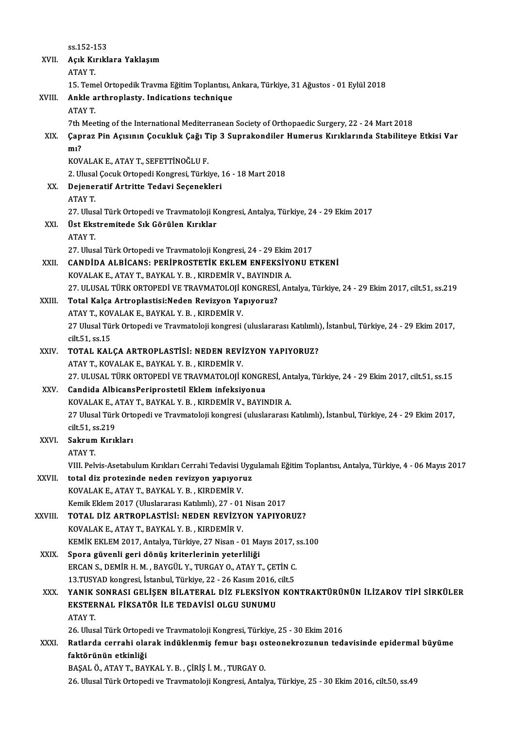ss.152-153

XVII. **Açık Kırıklara Yaklaşım**
ATAY T.
15. Temel Ortopedik Travma Eğitim Toplantısı, Ankara, Türkiye, 31 Ağustos - 01 Eylül 2018

XVIII. **Ankle arthroplasty. Indications technique**
ATAY T.
7th Meeting of the International Mediterranean Society of Orthopaedic Surgery, 22 - 24 Mart 2018

XIX. **Çapraz Pin Açısının Çocukluk Çağı Tip 3 Suprakondiler Humerus Kırıklarında Stabiliteye Etkisi Var mı?**
KOVALAK E., ATAY T., SEFETTİNOĞLU F.
2. Ulusal Çocuk Ortopedi Kongresi, Türkiye, 16 - 18 Mart 2018

XX. **Dejeneratif Artritte Tedavi Seçenekleri**
ATAY T.
27. Ulusal Türk Ortopedi ve Travmatoloji Kongresi, Antalya, Türkiye, 24 - 29 Ekim 2017

XXI. **Üst Ekstremitede Sık Görülen Kırıklar**
ATAY T.
27. Ulusal Türk Ortopedi ve Travmatoloji Kongresi, 24 - 29 Ekim 2017

XXII. **CANDİDA ALBİCANS: PERİPROSTETİK EKLEM ENFEKSİYONU ETKENİ**
KOVALAK E., ATAY T., BAYKAL Y. B. , KIRDEMİR V., BAYINDIR A.
27. ULUSAL TÜRK ORTOPEDİ VE TRAVMATOLOJİ KONGRESİ, Antalya, Türkiye, 24 - 29 Ekim 2017, cilt.51, ss.219

XXIII. **Total Kalça Artroplastisi:Neden Revizyon Yapıyoruz?**
ATAY T., KOVALAK E., BAYKAL Y. B. , KIRDEMİR V.
27 Ulusal Türk Ortopedi ve Travmatoloji kongresi (uluslararası Katılımlı), İstanbul, Türkiye, 24 - 29 Ekim 2017, cilt.51, ss.15

XXIV. **TOTAL KALÇA ARTROPLASTİSİ: NEDEN REVİZYON YAPIYORUZ?**
ATAY T., KOVALAK E., BAYKAL Y. B. , KIRDEMİR V.
27. ULUSAL TÜRK ORTOPEDİ VE TRAVMATOLOJİ KONGRESİ, Antalya, Türkiye, 24 - 29 Ekim 2017, cilt.51, ss.15

XXV. **Candida AlbicansPeriprostetil Eklem infeksiyonua**
KOVALAK E., ATAY T., BAYKAL Y. B. , KIRDEMİR V., BAYINDIR A.
27 Ulusal Türk Ortopedi ve Travmatoloji kongresi (uluslararası Katılımlı), İstanbul, Türkiye, 24 - 29 Ekim 2017, cilt.51, ss.219

XXVI. **Sakrum Kırıkları**
ATAY T.
VIII. Pelvis-Asetabulum Kırıkları Cerrahi Tedavisi Uygulamalı Eğitim Toplantısı, Antalya, Türkiye, 4 - 06 Mayıs 2017

XXVII. **total diz protezinde neden revizyon yapıyoruz**
KOVALAK E., ATAY T., BAYKAL Y. B. , KIRDEMİR V.
Kemik Eklem 2017 (Uluslararası Katılımlı), 27 - 01 Nisan 2017

XXVIII. **TOTAL DİZ ARTROPLASTİSİ: NEDEN REVİZYON YAPIYORUZ?**
KOVALAK E., ATAY T., BAYKAL Y. B. , KIRDEMİR V.
KEMİK EKLEM 2017, Antalya, Türkiye, 27 Nisan - 01 Mayıs 2017, ss.100

XXIX. **Spora güvenli geri dönüş kriterlerinin yeterliliği**
ERCAN S., DEMİR H. M. , BAYGÜL Y., TURGAY O., ATAY T., ÇETİN C.
13.TUSYAD kongresi, İstanbul, Türkiye, 22 - 26 Kasım 2016, cilt.5

XXX. **YANIK SONRASI GELİŞEN BİLATERAL DİZ FLEKSİYON KONTRAKTÜRÜNÜN İLİZAROV TİPİ SİRKÜLER EKSTERNAL FİKSATÖR İLE TEDAVİSİ OLGU SUNUMU**
ATAY T.
26. Ulusal Türk Ortopedi ve Travmatoloji Kongresi, Türkiye, 25 - 30 Ekim 2016

XXXI. **Ratlarda cerrahi olarak indüklenmiş femur başı osteonekrozunun tedavisinde epidermal büyüme faktörünün etkinliği**
BAŞAL Ö., ATAY T., BAYKAL Y. B. , ÇİRİŞ İ. M. , TURGAY O.
26. Ulusal Türk Ortopedi ve Travmatoloji Kongresi, Antalya, Türkiye, 25 - 30 Ekim 2016, cilt.50, ss.49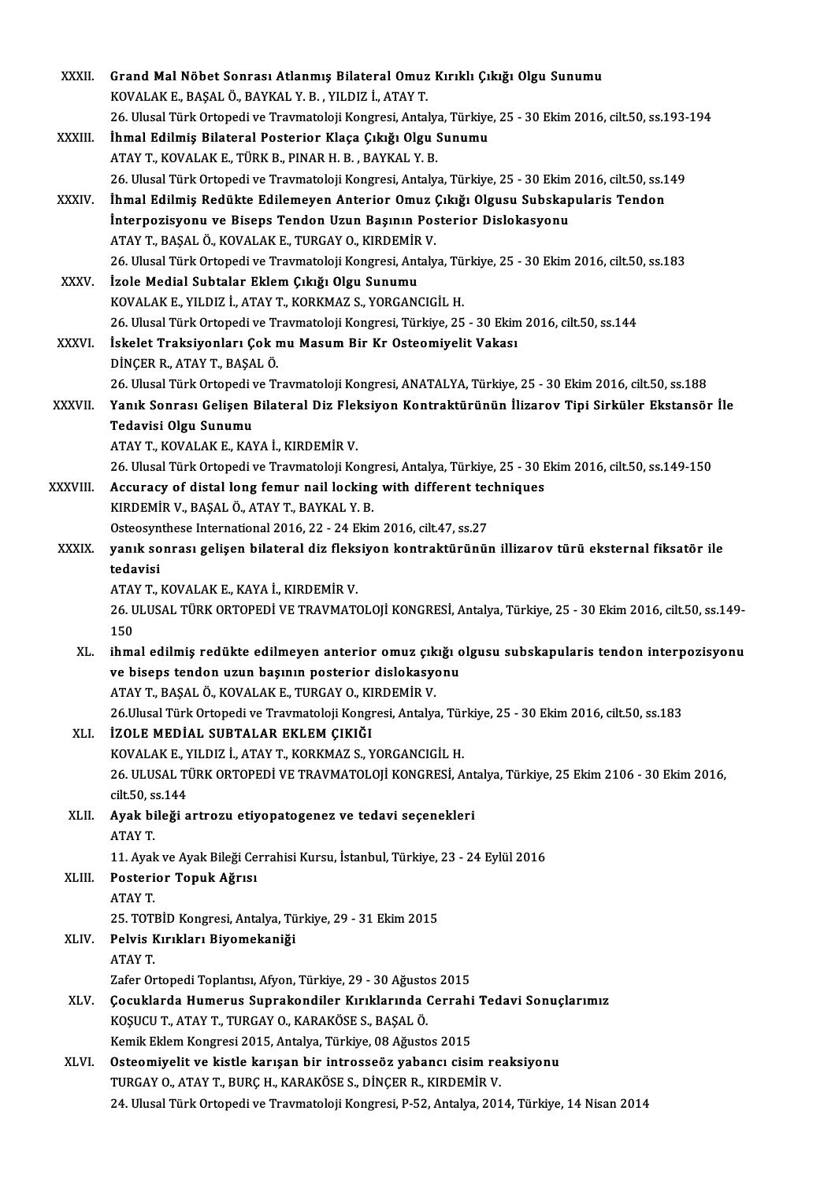XXXII. **Grand Mal Nöbet Sonrası Atlanmış Bilateral Omuz Kırıklı Çıkığı Olgu Sunumu**
KOVALAK E., BAŞAL Ö., BAYKAL Y. B. , YILDIZ İ., ATAY T.
26. Ulusal Türk Ortopedi ve Travmatoloji Kongresi, Antalya, Türkiye, 25 - 30 Ekim 2016, cilt.50, ss.193-194

XXXIII. **İhmal Edilmiş Bilateral Posterior Klaça Çıkığı Olgu Sunumu**
ATAY T., KOVALAK E., TÜRK B., PINAR H. B. , BAYKAL Y. B.
26. Ulusal Türk Ortopedi ve Travmatoloji Kongresi, Antalya, Türkiye, 25 - 30 Ekim 2016, cilt.50, ss.149

XXXIV. **İhmal Edilmiş Redükte Edilemeyen Anterior Omuz Çıkığı Olgusu Subskapularis Tendon İnterpozisyonu ve Biseps Tendon Uzun Başının Posterior Dislokasyonu**
ATAY T., BAŞAL Ö., KOVALAK E., TURGAY O., KIRDEMİR V.
26. Ulusal Türk Ortopedi ve Travmatoloji Kongresi, Antalya, Türkiye, 25 - 30 Ekim 2016, cilt.50, ss.183

XXXV. **İzole Medial Subtalar Eklem Çıkığı Olgu Sunumu**
KOVALAK E., YILDIZ İ., ATAY T., KORKMAZ S., YORGANCIGİL H.
26. Ulusal Türk Ortopedi ve Travmatoloji Kongresi, Türkiye, 25 - 30 Ekim 2016, cilt.50, ss.144

XXXVI. **İskelet Traksiyonları Çok mu Masum Bir Kr Osteomiyelit Vakası**
DİNÇER R., ATAY T., BAŞAL Ö.
26. Ulusal Türk Ortopedi ve Travmatoloji Kongresi, ANATALYA, Türkiye, 25 - 30 Ekim 2016, cilt.50, ss.188

XXXVII. **Yanık Sonrası Gelişen Bilateral Diz Fleksiyon Kontraktürünün İlizarov Tipi Sirküler Ekstansör İle Tedavisi Olgu Sunumu**
ATAY T., KOVALAK E., KAYA İ., KIRDEMİR V.
26. Ulusal Türk Ortopedi ve Travmatoloji Kongresi, Antalya, Türkiye, 25 - 30 Ekim 2016, cilt.50, ss.149-150

XXXVIII. **Accuracy of distal long femur nail locking with different techniques**
KIRDEMİR V., BAŞAL Ö., ATAY T., BAYKAL Y. B.
Osteosynthese International 2016, 22 - 24 Ekim 2016, cilt.47, ss.27

XXXIX. **yanık sonrası gelişen bilateral diz fleksiyon kontraktürünün illizarov türü eksternal fiksatör ile tedavisi**
ATAY T., KOVALAK E., KAYA İ., KIRDEMİR V.
26. ULUSAL TÜRK ORTOPEDİ VE TRAVMATOLOJİ KONGRESİ, Antalya, Türkiye, 25 - 30 Ekim 2016, cilt.50, ss.149-150

XL. **ihmal edilmiş redükte edilmeyen anterior omuz çıkığı olgusu subskapularis tendon interpozisyonu ve biseps tendon uzun başının posterior dislokasyonu**
ATAY T., BAŞAL Ö., KOVALAK E., TURGAY O., KIRDEMİR V.
26.Ulusal Türk Ortopedi ve Travmatoloji Kongresi, Antalya, Türkiye, 25 - 30 Ekim 2016, cilt.50, ss.183

XLI. **İZOLE MEDİAL SUBTALAR EKLEM ÇIKIĞI**
KOVALAK E., YILDIZ İ., ATAY T., KORKMAZ S., YORGANCIGİL H.
26. ULUSAL TÜRK ORTOPEDİ VE TRAVMATOLOJİ KONGRESİ, Antalya, Türkiye, 25 Ekim 2106 - 30 Ekim 2016, cilt.50, ss.144

XLII. **Ayak bileği artrozu etiyopatogenez ve tedavi seçenekleri**
ATAY T.
11. Ayak ve Ayak Bileği Cerrahisi Kursu, İstanbul, Türkiye, 23 - 24 Eylül 2016

XLIII. **Posterior Topuk Ağrısı**
ATAY T.
25. TOTBİD Kongresi, Antalya, Türkiye, 29 - 31 Ekim 2015

XLIV. **Pelvis Kırıkları Biyomekaniği**
ATAY T.
Zafer Ortopedi Toplantısı, Afyon, Türkiye, 29 - 30 Ağustos 2015

XLV. **Çocuklarda Humerus Suprakondiler Kırıklarında Cerrahi Tedavi Sonuçlarımız**
KOŞUCU T., ATAY T., TURGAY O., KARAKÖSE S., BAŞAL Ö.
Kemik Eklem Kongresi 2015, Antalya, Türkiye, 08 Ağustos 2015

XLVI. **Osteomiyelit ve kistle karışan bir introsseöz yabancı cisim reaksiyonu**
TURGAY O., ATAY T., BURÇ H., KARAKÖSE S., DİNÇER R., KIRDEMİR V.
24. Ulusal Türk Ortopedi ve Travmatoloji Kongresi, P-52, Antalya, 2014, Türkiye, 14 Nisan 2014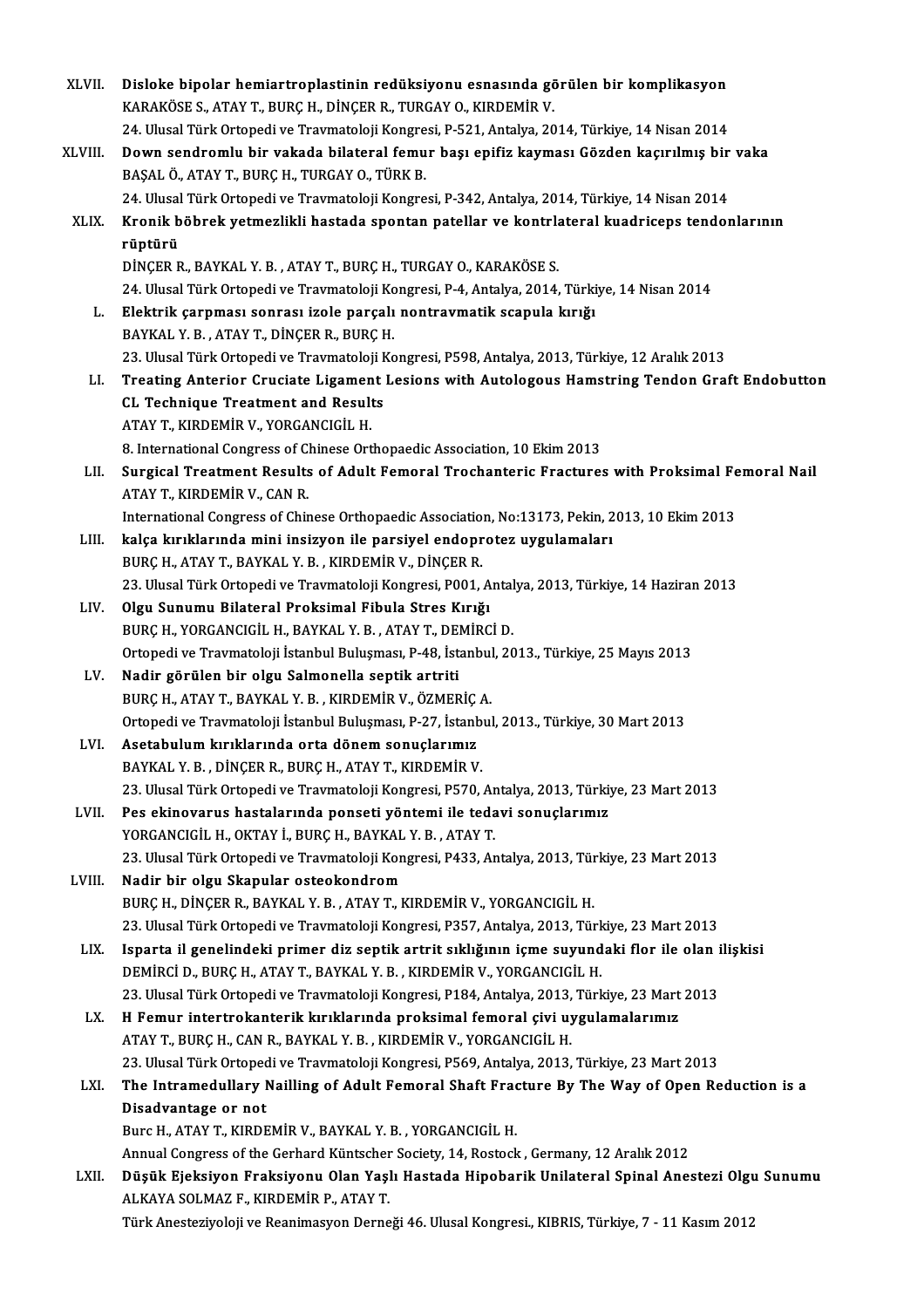XLVII. **Disloke bipolar hemiartroplastinin redüksiyonu esnasında görülen bir komplikasyon**
KARAKÖSE S., ATAY T., BURÇ H., DİNÇER R., TURGAY O., KIRDEMİR V.
24. Ulusal Türk Ortopedi ve Travmatoloji Kongresi, P-521, Antalya, 2014, Türkiye, 14 Nisan 2014

XLVIII. **Down sendromlu bir vakada bilateral femur başı epifiz kayması Gözden kaçırılmış bir vaka**
BAŞAL Ö., ATAY T., BURÇ H., TURGAY O., TÜRK B.
24. Ulusal Türk Ortopedi ve Travmatoloji Kongresi, P-342, Antalya, 2014, Türkiye, 14 Nisan 2014

XLIX. **Kronik böbrek yetmezlikli hastada spontan patellar ve kontrlateral kuadriceps tendonlarının rüptürü**
DİNÇER R., BAYKAL Y. B. , ATAY T., BURÇ H., TURGAY O., KARAKÖSE S.
24. Ulusal Türk Ortopedi ve Travmatoloji Kongresi, P-4, Antalya, 2014, Türkiye, 14 Nisan 2014

L. **Elektrik çarpması sonrası izole parçalı nontravmatik scapula kırığı**
BAYKAL Y. B. , ATAY T., DİNÇER R., BURÇ H.
23. Ulusal Türk Ortopedi ve Travmatoloji Kongresi, P598, Antalya, 2013, Türkiye, 12 Aralık 2013

LI. **Treating Anterior Cruciate Ligament Lesions with Autologous Hamstring Tendon Graft Endobutton CL Technique Treatment and Results**
ATAY T., KIRDEMİR V., YORGANCIGİL H.
8. International Congress of Chinese Orthopaedic Association, 10 Ekim 2013

LII. **Surgical Treatment Results of Adult Femoral Trochanteric Fractures with Proksimal Femoral Nail**
ATAY T., KIRDEMİR V., CAN R.
International Congress of Chinese Orthopaedic Association, No:13173, Pekin, 2013, 10 Ekim 2013

LIII. **kalça kırıklarında mini insizyon ile parsiyel endoprotez uygulamaları**
BURÇ H., ATAY T., BAYKAL Y. B. , KIRDEMİR V., DİNÇER R.
23. Ulusal Türk Ortopedi ve Travmatoloji Kongresi, P001, Antalya, 2013, Türkiye, 14 Haziran 2013

LIV. **Olgu Sunumu Bilateral Proksimal Fibula Stres Kırığı**
BURÇ H., YORGANCIGİL H., BAYKAL Y. B. , ATAY T., DEMİRCİ D.
Ortopedi ve Travmatoloji İstanbul Buluşması, P-48, İstanbul, 2013., Türkiye, 25 Mayıs 2013

LV. **Nadir görülen bir olgu Salmonella septik artriti**
BURÇ H., ATAY T., BAYKAL Y. B. , KIRDEMİR V., ÖZMERİÇ A.
Ortopedi ve Travmatoloji İstanbul Buluşması, P-27, İstanbul, 2013., Türkiye, 30 Mart 2013

LVI. **Asetabulum kırıklarında orta dönem sonuçlarımız**
BAYKAL Y. B. , DİNÇER R., BURÇ H., ATAY T., KIRDEMİR V.
23. Ulusal Türk Ortopedi ve Travmatoloji Kongresi, P570, Antalya, 2013, Türkiye, 23 Mart 2013

LVII. **Pes ekinovarus hastalarında ponseti yöntemi ile tedavi sonuçlarımız**
YORGANCIGİL H., OKTAY İ., BURÇ H., BAYKAL Y. B. , ATAY T.
23. Ulusal Türk Ortopedi ve Travmatoloji Kongresi, P433, Antalya, 2013, Türkiye, 23 Mart 2013

LVIII. **Nadir bir olgu Skapular osteokondrom**
BURÇ H., DİNÇER R., BAYKAL Y. B. , ATAY T., KIRDEMİR V., YORGANCIGİL H.
23. Ulusal Türk Ortopedi ve Travmatoloji Kongresi, P357, Antalya, 2013, Türkiye, 23 Mart 2013

LIX. **Isparta il genelindeki primer diz septik artrit sıklığının içme suyundaki flor ile olan ilişkisi**
DEMİRCİ D., BURÇ H., ATAY T., BAYKAL Y. B. , KIRDEMİR V., YORGANCIGİL H.
23. Ulusal Türk Ortopedi ve Travmatoloji Kongresi, P184, Antalya, 2013, Türkiye, 23 Mart 2013

LX. **H Femur intertrokanterik kırıklarında proksimal femoral çivi uygulamalarımız**
ATAY T., BURÇ H., CAN R., BAYKAL Y. B. , KIRDEMİR V., YORGANCIGİL H.
23. Ulusal Türk Ortopedi ve Travmatoloji Kongresi, P569, Antalya, 2013, Türkiye, 23 Mart 2013

LXI. **The Intramedullary Nailling of Adult Femoral Shaft Fracture By The Way of Open Reduction is a Disadvantage or not**
Burc H., ATAY T., KIRDEMİR V., BAYKAL Y. B. , YORGANCIGİL H.
Annual Congress of the Gerhard Küntscher Society, 14, Rostock , Germany, 12 Aralık 2012

LXII. **Düşük Ejeksiyon Fraksiyonu Olan Yaşlı Hastada Hipobarik Unilateral Spinal Anestezi Olgu Sunumu**
ALKAYA SOLMAZ F., KIRDEMİR P., ATAY T.
Türk Anesteziyoloji ve Reanimasyon Derneği 46. Ulusal Kongresi., KIBRIS, Türkiye, 7 - 11 Kasım 2012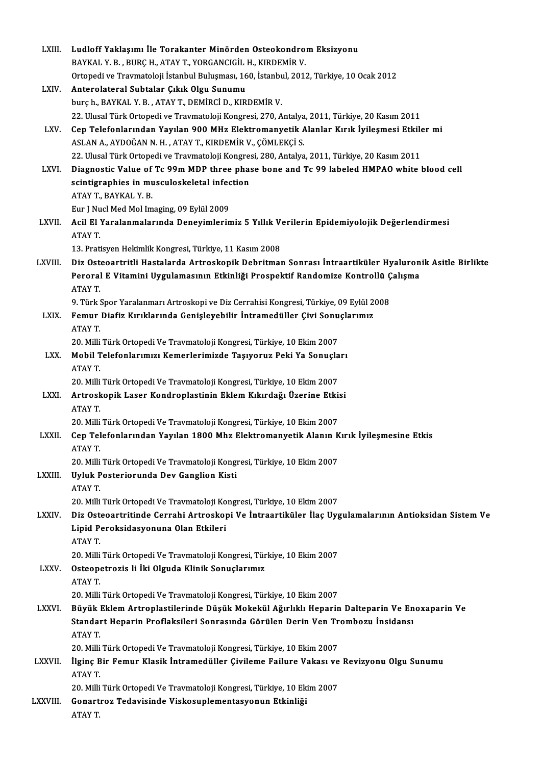LXIII. **Ludloff Yaklaşımı İle Torakanter Minörden Osteokondrom Eksizyonu**
BAYKAL Y. B. , BURÇ H., ATAY T., YORGANCIGİL H., KIRDEMİR V.
Ortopedi ve Travmatoloji İstanbul Buluşması, 160, İstanbul, 2012, Türkiye, 10 Ocak 2012

LXIV. **Anterolateral Subtalar Çıkık Olgu Sunumu**
burç h., BAYKAL Y. B. , ATAY T., DEMİRCİ D., KIRDEMİR V.
22. Ulusal Türk Ortopedi ve Travmatoloji Kongresi, 270, Antalya, 2011, Türkiye, 20 Kasım 2011

LXV. **Cep Telefonlarından Yayılan 900 MHz Elektromanyetik Alanlar Kırık İyileşmesi Etkiler mi**
ASLAN A., AYDOĞAN N. H. , ATAY T., KIRDEMİR V., ÇÖMLEKÇİ S.
22. Ulusal Türk Ortopedi ve Travmatoloji Kongresi, 280, Antalya, 2011, Türkiye, 20 Kasım 2011

LXVI. **Diagnostic Value of Tc 99m MDP three phase bone and Tc 99 labeled HMPAO white blood cell scintigraphies in musculoskeletal infection**
ATAY T., BAYKAL Y. B.
Eur J Nucl Med Mol Imaging, 09 Eylül 2009

LXVII. **Acil El Yaralanmalarında Deneyimlerimiz 5 Yıllık Verilerin Epidemiyolojik Değerlendirmesi**
ATAY T.
13. Pratisyen Hekimlik Kongresi, Türkiye, 11 Kasım 2008

LXVIII. **Diz Osteoartritli Hastalarda Artroskopik Debritman Sonrası İntraartiküler Hyaluronik Asitle Birlikte Peroral E Vitamini Uygulamasının Etkinliği Prospektif Randomize Kontrollü Çalışma**
ATAY T.
9. Türk Spor Yaralanmarı Artroskopi ve Diz Cerrahisi Kongresi, Türkiye, 09 Eylül 2008

LXIX. **Femur Diafiz Kırıklarında Genişleyebilir İntramedüller Çivi Sonuçlarımız**
ATAY T.
20. Milli Türk Ortopedi Ve Travmatoloji Kongresi, Türkiye, 10 Ekim 2007

LXX. **Mobil Telefonlarımızı Kemerlerimizde Taşıyoruz Peki Ya Sonuçları**
ATAY T.
20. Milli Türk Ortopedi Ve Travmatoloji Kongresi, Türkiye, 10 Ekim 2007

LXXI. **Artroskopik Laser Kondroplastinin Eklem Kıkırdağı Üzerine Etkisi**
ATAY T.
20. Milli Türk Ortopedi Ve Travmatoloji Kongresi, Türkiye, 10 Ekim 2007

LXXII. **Cep Telefonlarından Yayılan 1800 Mhz Elektromanyetik Alanın Kırık İyileşmesine Etkis**
ATAY T.
20. Milli Türk Ortopedi Ve Travmatoloji Kongresi, Türkiye, 10 Ekim 2007

LXXIII. **Uyluk Posteriorunda Dev Ganglion Kisti**
ATAY T.
20. Milli Türk Ortopedi Ve Travmatoloji Kongresi, Türkiye, 10 Ekim 2007

LXXIV. **Diz Osteoartritinde Cerrahi Artroskopi Ve İntraartiküler İlaç Uygulamalarının Antioksidan Sistem Ve Lipid Peroksidasyonuna Olan Etkileri**
ATAY T.
20. Milli Türk Ortopedi Ve Travmatoloji Kongresi, Türkiye, 10 Ekim 2007

LXXV. **Osteopetrozis li İki Olguda Klinik Sonuçlarımız**
ATAY T.
20. Milli Türk Ortopedi Ve Travmatoloji Kongresi, Türkiye, 10 Ekim 2007

LXXVI. **Büyük Eklem Artroplastilerinde Düşük Mokekül Ağırlıklı Heparin Dalteparin Ve Enoxaparin Ve Standart Heparin Proflaksileri Sonrasında Görülen Derin Ven Trombozu İnsidansı**
ATAY T.
20. Milli Türk Ortopedi Ve Travmatoloji Kongresi, Türkiye, 10 Ekim 2007

LXXVII. **İlginç Bir Femur Klasik İntramedüller Çivileme Failure Vakası ve Revizyonu Olgu Sunumu**
ATAY T.
20. Milli Türk Ortopedi Ve Travmatoloji Kongresi, Türkiye, 10 Ekim 2007

LXXVIII. **Gonartroz Tedavisinde Viskosuplementasyonun Etkinliği**
ATAY T.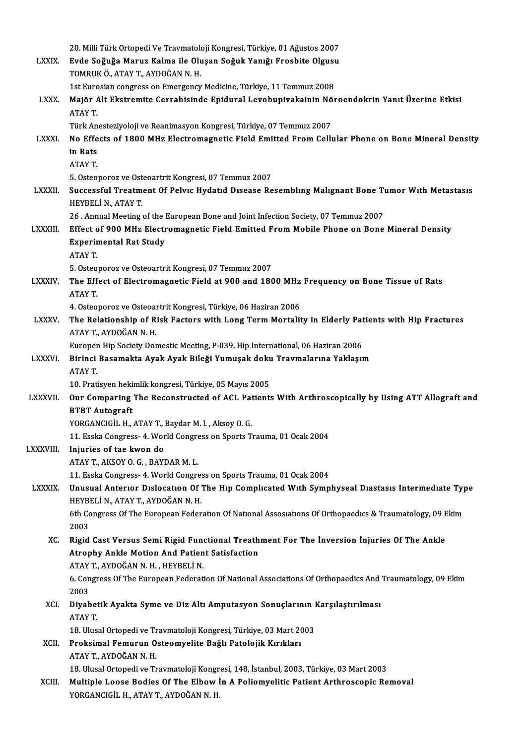20. Milli Türk Ortopedi Ve Travmatoloji Kongresi, Türkiye, 01 Ağustos 2007

LXXIX. **Evde Soğuğa Maruz Kalma ile Oluşan Soğuk Yanığı Frosbite Olgusu**
TOMRUK Ö., ATAY T., AYDOĞAN N. H.
1st Eurosian congress on Emergency Medicine, Türkiye, 11 Temmuz 2008

LXXX. **Majör Alt Ekstremite Cerrahisinde Epidural Levobupivakainin Nöroendokrin Yanıt Üzerine Etkisi**
ATAY T.
Türk Anesteziyoloji ve Reanimasyon Kongresi, Türkiye, 07 Temmuz 2007

LXXXI. **No Effects of 1800 MHz Electromagnetic Field Emitted From Cellular Phone on Bone Mineral Density in Rats**
ATAY T.
5. Osteoporoz ve Osteoartrit Kongresi, 07 Temmuz 2007

LXXXII. **Successful Treatment Of Pelvıc Hydatıd Dısease Resemblıng Malıgnant Bone Tumor Wıth Metastasıs**
HEYBELİ N., ATAY T.
26 . Annual Meeting of the European Bone and Joint Infection Society, 07 Temmuz 2007

LXXXIII. **Effect of 900 MHz Electromagnetic Field Emitted From Mobile Phone on Bone Mineral Density Experimental Rat Study**
ATAY T.
5. Osteoporoz ve Osteoartrit Kongresi, 07 Temmuz 2007

LXXXIV. **The Effect of Electromagnetic Field at 900 and 1800 MHz Frequency on Bone Tissue of Rats**
ATAY T.
4. Osteoporoz ve Osteoartrit Kongresi, Türkiye, 06 Haziran 2006

LXXXV. **The Relationship of Risk Factors with Long Term Mortality in Elderly Patients with Hip Fractures**
ATAY T., AYDOĞAN N. H.
Europen Hip Society Domestic Meeting, P-039, Hip International, 06 Haziran 2006

LXXXVI. **Birinci Basamakta Ayak Ayak Bileği Yumuşak doku Travmalarına Yaklaşım**
ATAY T.
10. Pratisyen hekimlik kongresi, Türkiye, 05 Mayıs 2005

LXXXVII. **Our Comparing The Reconstructed of ACL Patients With Arthroscopically by Using ATT Allograft and BTBT Autograft**
YORGANCIGİL H., ATAY T., Baydar M. l. , Aksoy O. G.
11. Esska Congress- 4. World Congress on Sports Trauma, 01 Ocak 2004

LXXXVIII. **Injuries of tae kwon do**
ATAY T., AKSOY O. G. , BAYDAR M. L.
11. Esska Congress- 4. World Congress on Sports Trauma, 01 Ocak 2004

LXXXIX. **Unusual Anterıor Dıslocatıon Of The Hıp Complıcated Wıth Symphyseal Dıastasıs Intermedıate Type**
HEYBELİ N., ATAY T., AYDOĞAN N. H.
6th Congress Of The European Federatıon Of Natıonal Assosıatıons Of Orthopaedıcs & Traumatology, 09 Ekim 2003

XC. **Rigid Cast Versus Semi Rigid Functional Treathment For The İnversion İnjuries Of The Ankle Atrophy Ankle Motion And Patient Satisfaction**
ATAY T., AYDOĞAN N. H. , HEYBELİ N.
6. Congress Of The European Federation Of National Associations Of Orthopaedics And Traumatology, 09 Ekim 2003

XCI. **Diyabetik Ayakta Syme ve Diz Altı Amputasyon Sonuçlarının Karşılaştırılması**
ATAY T.
18. Ulusal Ortopedi ve Travmatoloji Kongresi, Türkiye, 03 Mart 2003

XCII. **Proksimal Femurun Osteomyelite Bağlı Patolojik Kırıkları**
ATAY T., AYDOĞAN N. H.
18. Ulusal Ortopedi ve Travmatoloji Kongresi, 148, İstanbul, 2003, Türkiye, 03 Mart 2003

XCIII. **Multiple Loose Bodies Of The Elbow İn A Poliomyelitic Patient Arthroscopic Removal**
YORGANCIGİL H., ATAY T., AYDOĞAN N. H.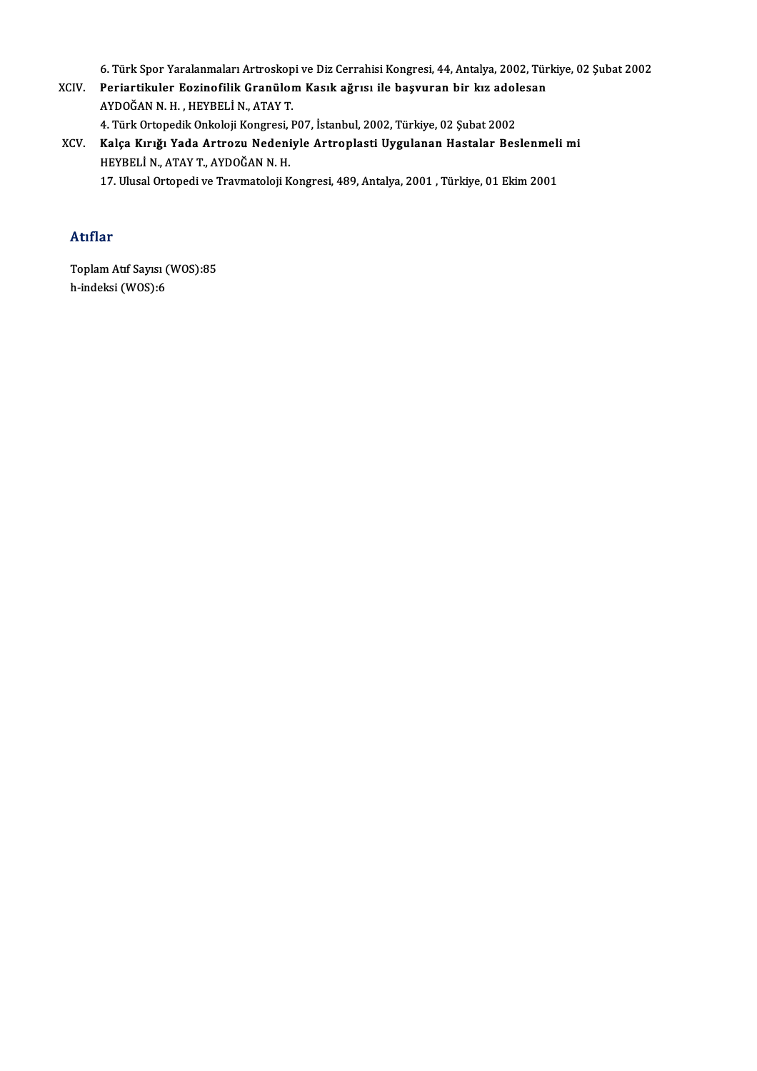6. Türk Spor Yaralanmaları Artroskopi ve Diz Cerrahisi Kongresi, 44, Antalya, 2002, Türkiye, 02 Şubat 2002

XCIV. **Periartikuler Eozinofilik Granülom Kasık ağrısı ile başvuran bir kız adolesan**
AYDOĞAN N. H. , HEYBELİ N., ATAY T.
4. Türk Ortopedik Onkoloji Kongresi, P07, İstanbul, 2002, Türkiye, 02 Şubat 2002

XCV. **Kalça Kırığı Yada Artrozu Nedeniyle Artroplasti Uygulanan Hastalar Beslenmeli mi**
HEYBELİ N., ATAY T., AYDOĞAN N. H.
17. Ulusal Ortopedi ve Travmatoloji Kongresi, 489, Antalya, 2001 , Türkiye, 01 Ekim 2001

## Atıflar

Toplam Atıf Sayısı (WOS):85
h-indeksi (WOS):6